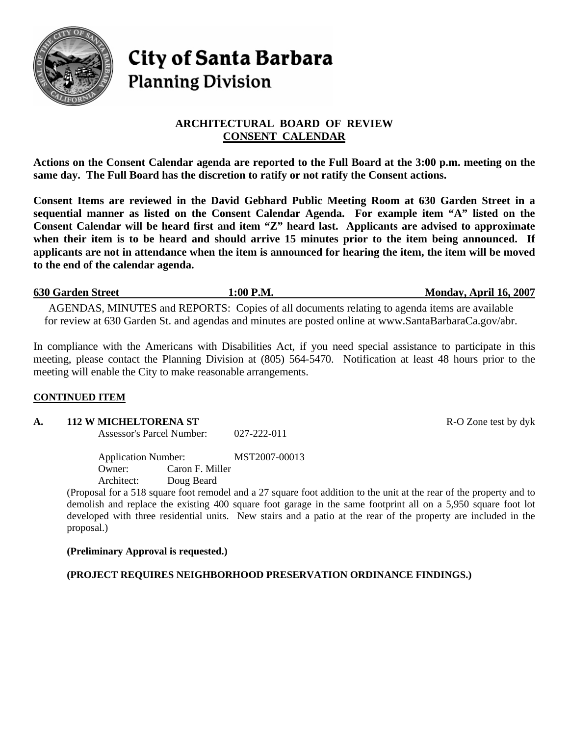**City of Santa Barbara**
**Planning Division**

## ARCHITECTURAL BOARD OF REVIEW
## CONSENT CALENDAR

**Actions on the Consent Calendar agenda are reported to the Full Board at the 3:00 p.m. meeting on the same day. The Full Board has the discretion to ratify or not ratify the Consent actions.**

**Consent Items are reviewed in the David Gebhard Public Meeting Room at 630 Garden Street in a sequential manner as listed on the Consent Calendar Agenda. For example item "A" listed on the Consent Calendar will be heard first and item "Z" heard last. Applicants are advised to approximate when their item is to be heard and should arrive 15 minutes prior to the item being announced. If applicants are not in attendance when the item is announced for hearing the item, the item will be moved to the end of the calendar agenda.**

**630 Garden Street 1:00 P.M. Monday, April 16, 2007**

AGENDAS, MINUTES and REPORTS: Copies of all documents relating to agenda items are available for review at 630 Garden St. and agendas and minutes are posted online at www.SantaBarbaraCa.gov/abr.

In compliance with the Americans with Disabilities Act, if you need special assistance to participate in this meeting, please contact the Planning Division at (805) 564-5470. Notification at least 48 hours prior to the meeting will enable the City to make reasonable arrangements.

**CONTINUED ITEM**

**A. 112 W MICHELTORENA ST** R-O Zone test by dyk

Assessor's Parcel Number: 027-222-011

Application Number: MST2007-00013
Owner: Caron F. Miller
Architect: Doug Beard

(Proposal for a 518 square foot remodel and a 27 square foot addition to the unit at the rear of the property and to demolish and replace the existing 400 square foot garage in the same footprint all on a 5,950 square foot lot developed with three residential units. New stairs and a patio at the rear of the property are included in the proposal.)

**(Preliminary Approval is requested.)**

**(PROJECT REQUIRES NEIGHBORHOOD PRESERVATION ORDINANCE FINDINGS.)**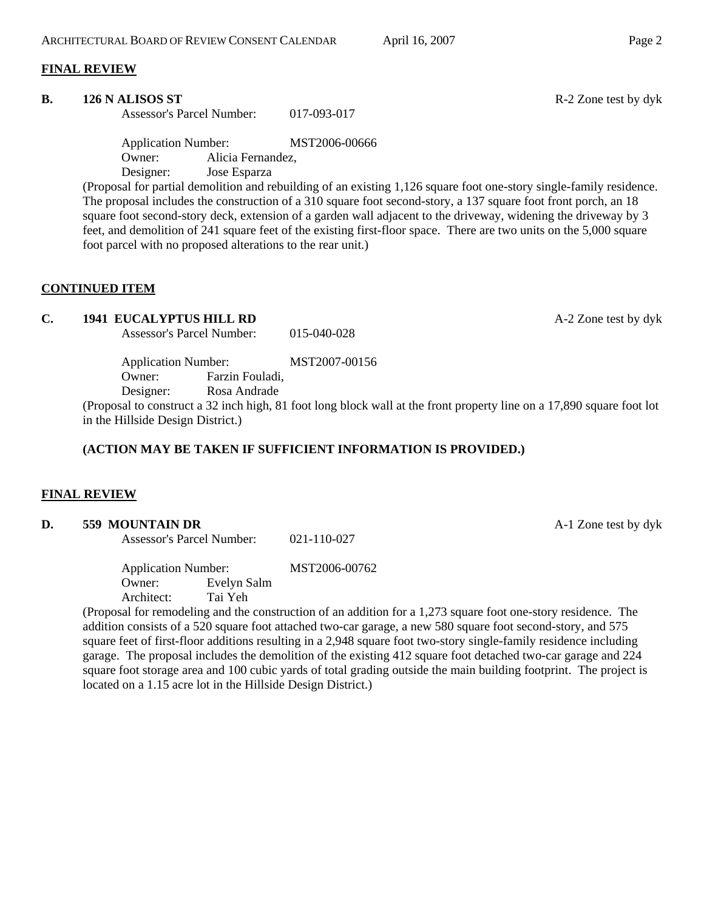## FINAL REVIEW

**B. 126 N ALISOS ST** R-2 Zone test by dyk

Assessor's Parcel Number: 017-093-017

Application Number: MST2006-00666
Owner: Alicia Fernandez,
Designer: Jose Esparza

(Proposal for partial demolition and rebuilding of an existing 1,126 square foot one-story single-family residence. The proposal includes the construction of a 310 square foot second-story, a 137 square foot front porch, an 18 square foot second-story deck, extension of a garden wall adjacent to the driveway, widening the driveway by 3 feet, and demolition of 241 square feet of the existing first-floor space. There are two units on the 5,000 square foot parcel with no proposed alterations to the rear unit.)

## CONTINUED ITEM

**C. 1941 EUCALYPTUS HILL RD** A-2 Zone test by dyk

Assessor's Parcel Number: 015-040-028

Application Number: MST2007-00156
Owner: Farzin Fouladi,
Designer: Rosa Andrade

(Proposal to construct a 32 inch high, 81 foot long block wall at the front property line on a 17,890 square foot lot in the Hillside Design District.)

**(ACTION MAY BE TAKEN IF SUFFICIENT INFORMATION IS PROVIDED.)**

## FINAL REVIEW

**D. 559 MOUNTAIN DR** A-1 Zone test by dyk

Assessor's Parcel Number: 021-110-027

Application Number: MST2006-00762
Owner: Evelyn Salm
Architect: Tai Yeh

(Proposal for remodeling and the construction of an addition for a 1,273 square foot one-story residence. The addition consists of a 520 square foot attached two-car garage, a new 580 square foot second-story, and 575 square feet of first-floor additions resulting in a 2,948 square foot two-story single-family residence including garage. The proposal includes the demolition of the existing 412 square foot detached two-car garage and 224 square foot storage area and 100 cubic yards of total grading outside the main building footprint. The project is located on a 1.15 acre lot in the Hillside Design District.)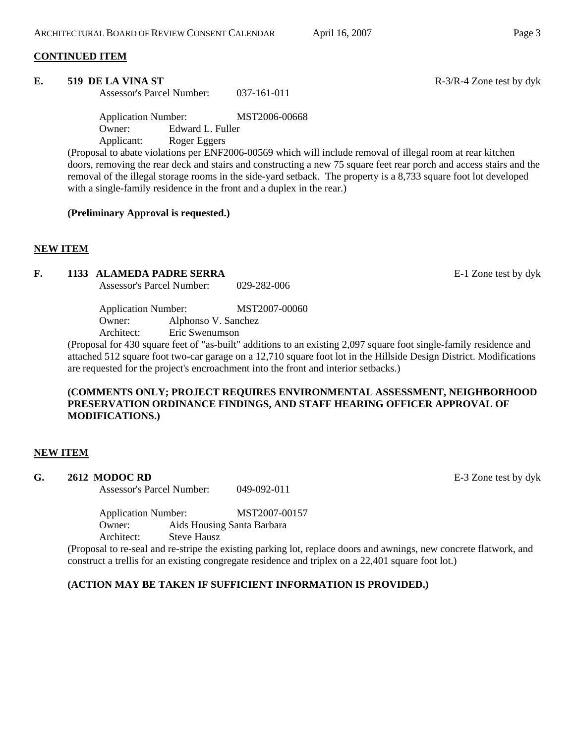**CONTINUED ITEM**

**E. 519 DE LA VINA ST** R-3/R-4 Zone test by dyk

Assessor's Parcel Number: 037-161-011

Application Number: MST2006-00668
Owner: Edward L. Fuller
Applicant: Roger Eggers

(Proposal to abate violations per ENF2006-00569 which will include removal of illegal room at rear kitchen doors, removing the rear deck and stairs and constructing a new 75 square feet rear porch and access stairs and the removal of the illegal storage rooms in the side-yard setback. The property is a 8,733 square foot lot developed with a single-family residence in the front and a duplex in the rear.)

**(Preliminary Approval is requested.)**

**NEW ITEM**

**F. 1133 ALAMEDA PADRE SERRA** E-1 Zone test by dyk

Assessor's Parcel Number: 029-282-006

Application Number: MST2007-00060
Owner: Alphonso V. Sanchez
Architect: Eric Swenumson

(Proposal for 430 square feet of "as-built" additions to an existing 2,097 square foot single-family residence and attached 512 square foot two-car garage on a 12,710 square foot lot in the Hillside Design District. Modifications are requested for the project's encroachment into the front and interior setbacks.)

**(COMMENTS ONLY; PROJECT REQUIRES ENVIRONMENTAL ASSESSMENT, NEIGHBORHOOD PRESERVATION ORDINANCE FINDINGS, AND STAFF HEARING OFFICER APPROVAL OF MODIFICATIONS.)**

**NEW ITEM**

**G. 2612 MODOC RD** E-3 Zone test by dyk

Assessor's Parcel Number: 049-092-011

Application Number: MST2007-00157
Owner: Aids Housing Santa Barbara
Architect: Steve Hausz

(Proposal to re-seal and re-stripe the existing parking lot, replace doors and awnings, new concrete flatwork, and construct a trellis for an existing congregate residence and triplex on a 22,401 square foot lot.)

**(ACTION MAY BE TAKEN IF SUFFICIENT INFORMATION IS PROVIDED.)**